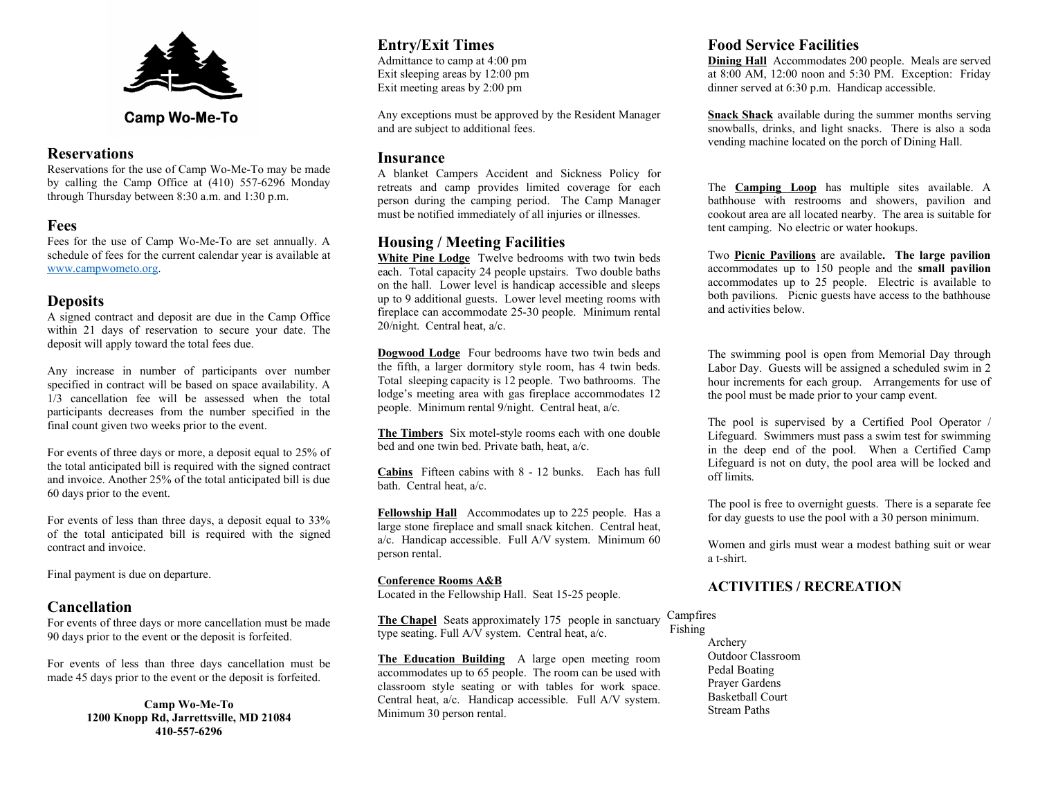Camp Wo-Me-To

## Reservations

Reservations for the use of Camp Wo-Me-To may be made by calling the Camp Office at (410) 557-6296 Monday through Thursday between 8:30 a.m. and 1:30 p.m.

## Fees

Fees for the use of Camp Wo-Me-To are set annually. A schedule of fees for the current calendar year is available at www.campwometo.org.

## Deposits

A signed contract and deposit are due in the Camp Office within 21 days of reservation to secure your date. The deposit will apply toward the total fees due.

Any increase in number of participants over number specified in contract will be based on space availability. A 1/3 cancellation fee will be assessed when the total participants decreases from the number specified in the final count given two weeks prior to the event.

For events of three days or more, a deposit equal to 25% of the total anticipated bill is required with the signed contract and invoice. Another 25% of the total anticipated bill is due 60 days prior to the event.

For events of less than three days, a deposit equal to 33% of the total anticipated bill is required with the signed contract and invoice.

Final payment is due on departure.

## Cancellation

For events of three days or more cancellation must be made 90 days prior to the event or the deposit is forfeited.

For events of less than three days cancellation must be made 45 days prior to the event or the deposit is forfeited.

**Camp Wo-Me-To**
**1200 Knopp Rd, Jarrettsville, MD 21084**
**410-557-6296**

## Entry/Exit Times

Admittance to camp at 4:00 pm
Exit sleeping areas by 12:00 pm
Exit meeting areas by 2:00 pm

Any exceptions must be approved by the Resident Manager and are subject to additional fees.

## Insurance

A blanket Campers Accident and Sickness Policy for retreats and camp provides limited coverage for each person during the camping period. The Camp Manager must be notified immediately of all injuries or illnesses.

## Housing / Meeting Facilities

**White Pine Lodge** Twelve bedrooms with two twin beds each. Total capacity 24 people upstairs. Two double baths on the hall. Lower level is handicap accessible and sleeps up to 9 additional guests. Lower level meeting rooms with fireplace can accommodate 25-30 people. Minimum rental 20/night. Central heat, a/c.

**Dogwood Lodge** Four bedrooms have two twin beds and the fifth, a larger dormitory style room, has 4 twin beds. Total sleeping capacity is 12 people. Two bathrooms. The lodge's meeting area with gas fireplace accommodates 12 people. Minimum rental 9/night. Central heat, a/c.

**The Timbers** Six motel-style rooms each with one double bed and one twin bed. Private bath, heat, a/c.

**Cabins** Fifteen cabins with 8 - 12 bunks. Each has full bath. Central heat, a/c.

**Fellowship Hall** Accommodates up to 225 people. Has a large stone fireplace and small snack kitchen. Central heat, a/c. Handicap accessible. Full A/V system. Minimum 60 person rental.

**Conference Rooms A&B**
Located in the Fellowship Hall. Seat 15-25 people.

**The Chapel** Seats approximately 175 people in sanctuary type seating. Full A/V system. Central heat, a/c.

**The Education Building** A large open meeting room accommodates up to 65 people. The room can be used with classroom style seating or with tables for work space. Central heat, a/c. Handicap accessible. Full A/V system. Minimum 30 person rental.

## Food Service Facilities

**Dining Hall** Accommodates 200 people. Meals are served at 8:00 AM, 12:00 noon and 5:30 PM. Exception: Friday dinner served at 6:30 p.m. Handicap accessible.

**Snack Shack** available during the summer months serving snowballs, drinks, and light snacks. There is also a soda vending machine located on the porch of Dining Hall.

The **Camping Loop** has multiple sites available. A bathhouse with restrooms and showers, pavilion and cookout area are all located nearby. The area is suitable for tent camping. No electric or water hookups.

Two **Picnic Pavilions** are available**. The large pavilion** accommodates up to 150 people and the **small pavilion** accommodates up to 25 people. Electric is available to both pavilions. Picnic guests have access to the bathhouse and activities below.

The swimming pool is open from Memorial Day through Labor Day. Guests will be assigned a scheduled swim in 2 hour increments for each group. Arrangements for use of the pool must be made prior to your camp event.

The pool is supervised by a Certified Pool Operator / Lifeguard. Swimmers must pass a swim test for swimming in the deep end of the pool. When a Certified Camp Lifeguard is not on duty, the pool area will be locked and off limits.

The pool is free to overnight guests. There is a separate fee for day guests to use the pool with a 30 person minimum.

Women and girls must wear a modest bathing suit or wear a t-shirt.

## ACTIVITIES / RECREATION

Campfires
Fishing
Archery
Outdoor Classroom
Pedal Boating
Prayer Gardens
Basketball Court
Stream Paths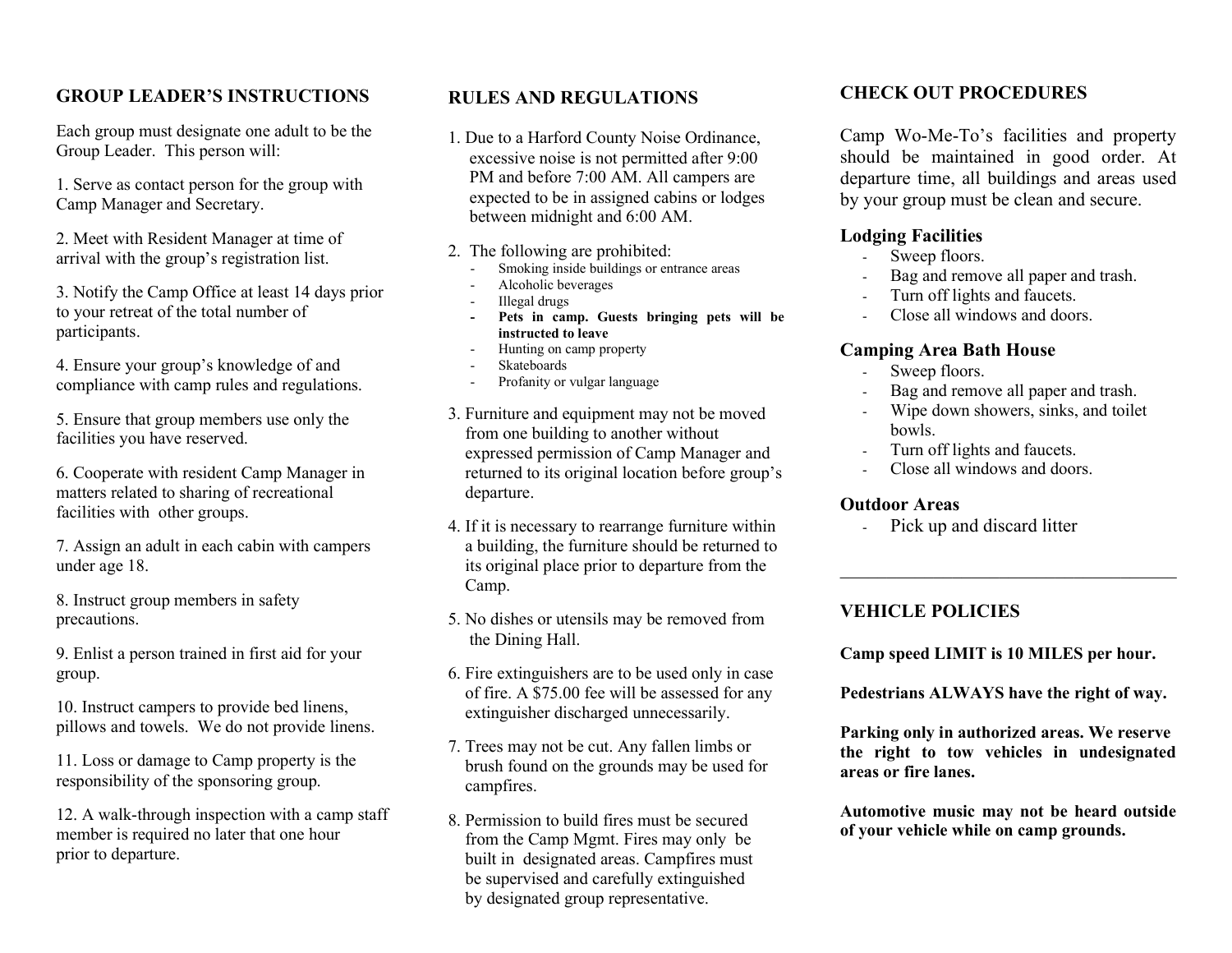## GROUP LEADER'S INSTRUCTIONS

Each group must designate one adult to be the Group Leader. This person will:

1. Serve as contact person for the group with Camp Manager and Secretary.

2. Meet with Resident Manager at time of arrival with the group's registration list.

3. Notify the Camp Office at least 14 days prior to your retreat of the total number of participants.

4. Ensure your group's knowledge of and compliance with camp rules and regulations.

5. Ensure that group members use only the facilities you have reserved.

6. Cooperate with resident Camp Manager in matters related to sharing of recreational facilities with other groups.

7. Assign an adult in each cabin with campers under age 18.

8. Instruct group members in safety precautions.

9. Enlist a person trained in first aid for your group.

10. Instruct campers to provide bed linens, pillows and towels. We do not provide linens.

11. Loss or damage to Camp property is the responsibility of the sponsoring group.

12. A walk-through inspection with a camp staff member is required no later that one hour prior to departure.

## RULES AND REGULATIONS

1. Due to a Harford County Noise Ordinance, excessive noise is not permitted after 9:00 PM and before 7:00 AM. All campers are expected to be in assigned cabins or lodges between midnight and 6:00 AM.

2. The following are prohibited:
   - Smoking inside buildings or entrance areas
   - Alcoholic beverages
   - Illegal drugs
   - **Pets in camp. Guests bringing pets will be instructed to leave**
   - Hunting on camp property
   - Skateboards
   - Profanity or vulgar language

3. Furniture and equipment may not be moved from one building to another without expressed permission of Camp Manager and returned to its original location before group's departure.

4. If it is necessary to rearrange furniture within a building, the furniture should be returned to its original place prior to departure from the Camp.

5. No dishes or utensils may be removed from the Dining Hall.

6. Fire extinguishers are to be used only in case of fire. A $75.00 fee will be assessed for any extinguisher discharged unnecessarily.

7. Trees may not be cut. Any fallen limbs or brush found on the grounds may be used for campfires.

8. Permission to build fires must be secured from the Camp Mgmt. Fires may only be built in designated areas. Campfires must be supervised and carefully extinguished by designated group representative.

## CHECK OUT PROCEDURES

Camp Wo-Me-To's facilities and property should be maintained in good order. At departure time, all buildings and areas used by your group must be clean and secure.

### Lodging Facilities

- Sweep floors.
- Bag and remove all paper and trash.
- Turn off lights and faucets.
- Close all windows and doors.

### Camping Area Bath House

- Sweep floors.
- Bag and remove all paper and trash.
- Wipe down showers, sinks, and toilet bowls.
- Turn off lights and faucets.
- Close all windows and doors.

### Outdoor Areas

- Pick up and discard litter

---

## VEHICLE POLICIES

**Camp speed LIMIT is 10 MILES per hour.**

**Pedestrians ALWAYS have the right of way.**

**Parking only in authorized areas. We reserve the right to tow vehicles in undesignated areas or fire lanes.**

**Automotive music may not be heard outside of your vehicle while on camp grounds.**